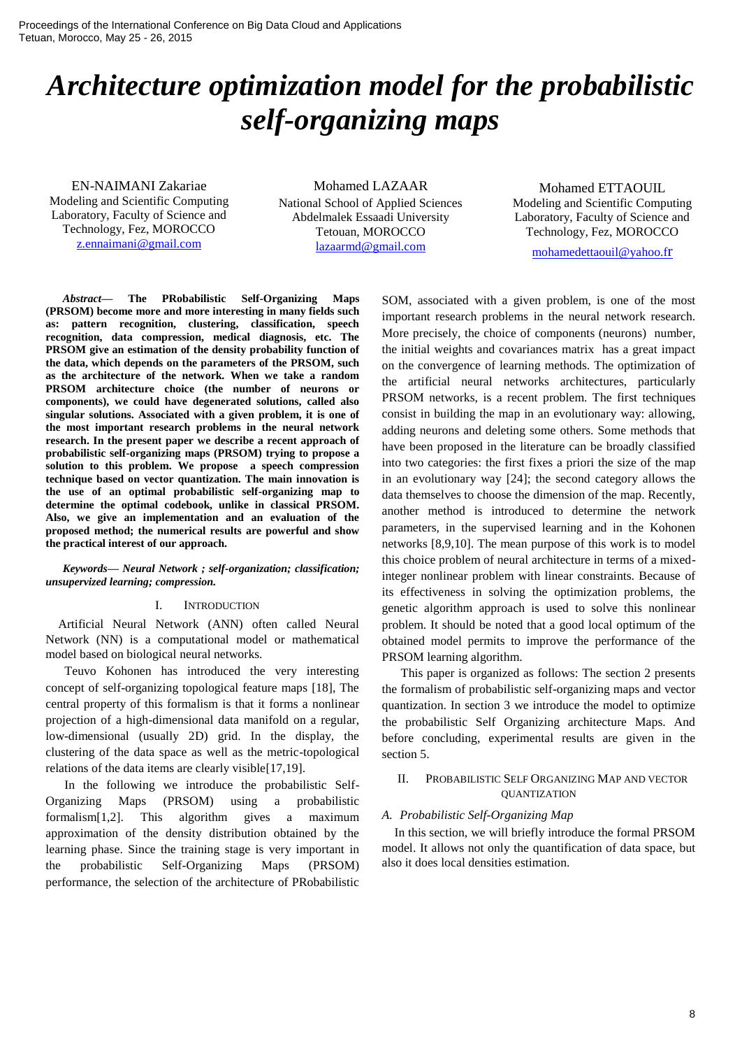# *Architecture optimization model for the probabilistic self-organizing maps*

EN-NAIMANI Zakariae
Modeling and Scientific Computing Laboratory, Faculty of Science and Technology, Fez, MOROCCO
z.ennaimani@gmail.com

Mohamed LAZAAR
National School of Applied Sciences Abdelmalek Essaadi University
Tetouan, MOROCCO
lazaarmd@gmail.com

Mohamed ETTAOUIL
Modeling and Scientific Computing Laboratory, Faculty of Science and Technology, Fez, MOROCCO
mohamedettaouil@yahoo.fr

***Abstract*— The PRobabilistic Self-Organizing Maps (PRSOM) become more and more interesting in many fields such as: pattern recognition, clustering, classification, speech recognition, data compression, medical diagnosis, etc. The PRSOM give an estimation of the density probability function of the data, which depends on the parameters of the PRSOM, such as the architecture of the network. When we take a random PRSOM architecture choice (the number of neurons or components), we could have degenerated solutions, called also singular solutions. Associated with a given problem, it is one of the most important research problems in the neural network research. In the present paper we describe a recent approach of probabilistic self-organizing maps (PRSOM) trying to propose a solution to this problem. We propose a speech compression technique based on vector quantization. The main innovation is the use of an optimal probabilistic self-organizing map to determine the optimal codebook, unlike in classical PRSOM. Also, we give an implementation and an evaluation of the proposed method; the numerical results are powerful and show the practical interest of our approach.**

***Keywords*— *Neural Network ; self-organization; classification; unsupervized learning; compression.***

## I. Introduction

Artificial Neural Network (ANN) often called Neural Network (NN) is a computational model or mathematical model based on biological neural networks.

Teuvo Kohonen has introduced the very interesting concept of self-organizing topological feature maps [18], The central property of this formalism is that it forms a nonlinear projection of a high-dimensional data manifold on a regular, low-dimensional (usually 2D) grid. In the display, the clustering of the data space as well as the metric-topological relations of the data items are clearly visible[17,19].

In the following we introduce the probabilistic Self-Organizing Maps (PRSOM) using a probabilistic formalism[1,2]. This algorithm gives a maximum approximation of the density distribution obtained by the learning phase. Since the training stage is very important in the probabilistic Self-Organizing Maps (PRSOM) performance, the selection of the architecture of PRobabilistic SOM, associated with a given problem, is one of the most important research problems in the neural network research. More precisely, the choice of components (neurons) number, the initial weights and covariances matrix has a great impact on the convergence of learning methods. The optimization of the artificial neural networks architectures, particularly PRSOM networks, is a recent problem. The first techniques consist in building the map in an evolutionary way: allowing, adding neurons and deleting some others. Some methods that have been proposed in the literature can be broadly classified into two categories: the first fixes a priori the size of the map in an evolutionary way [24]; the second category allows the data themselves to choose the dimension of the map. Recently, another method is introduced to determine the network parameters, in the supervised learning and in the Kohonen networks [8,9,10]. The mean purpose of this work is to model this choice problem of neural architecture in terms of a mixed-integer nonlinear problem with linear constraints. Because of its effectiveness in solving the optimization problems, the genetic algorithm approach is used to solve this nonlinear problem. It should be noted that a good local optimum of the obtained model permits to improve the performance of the PRSOM learning algorithm.

This paper is organized as follows: The section 2 presents the formalism of probabilistic self-organizing maps and vector quantization. In section 3 we introduce the model to optimize the probabilistic Self Organizing architecture Maps. And before concluding, experimental results are given in the section 5.

## II. Probabilistic Self Organizing Map and Vector Quantization

### *A. Probabilistic Self-Organizing Map*

In this section, we will briefly introduce the formal PRSOM model. It allows not only the quantification of data space, but also it does local densities estimation.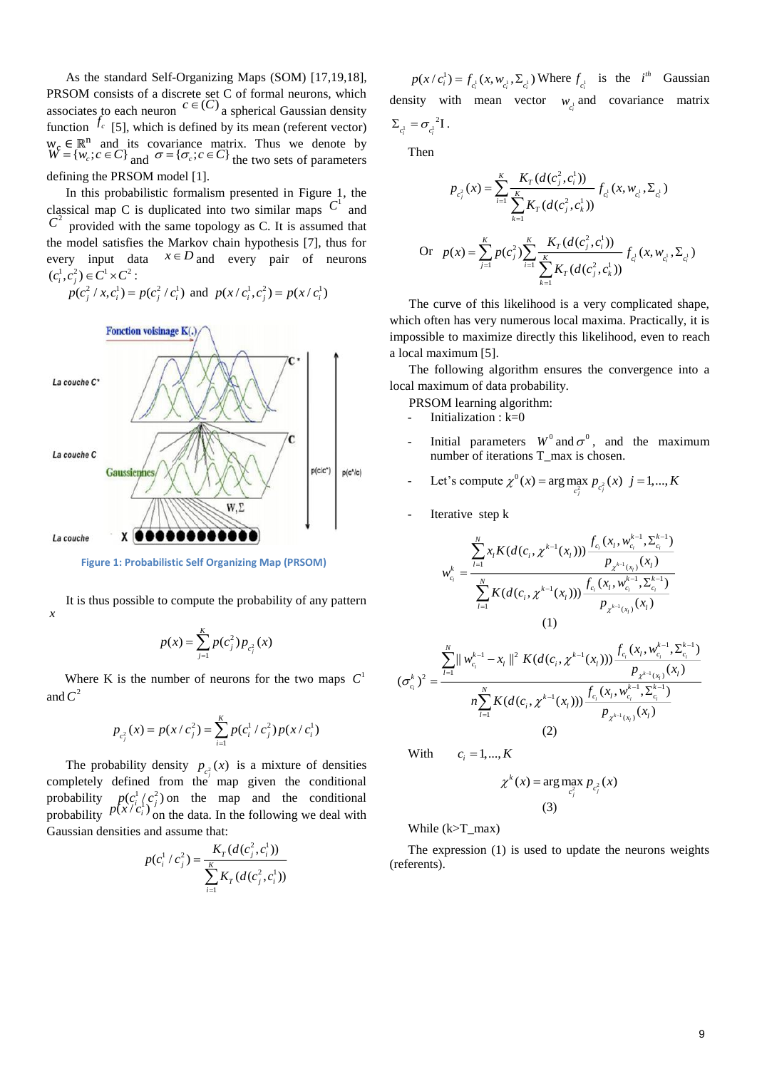As the standard Self-Organizing Maps (SOM) [17,19,18], PRSOM consists of a discrete set C of formal neurons, which associates to each neuron $c \in (C)$ a spherical Gaussian density function $f_c$ [5], which is defined by its mean (referent vector) $w_c \in \mathbb{R}^n$ and its covariance matrix. Thus we denote by $W = \{w_c; c \in C\}$ and $\sigma = \{\sigma_c; c \in C\}$ the two sets of parameters defining the PRSOM model [1].

In this probabilistic formalism presented in Figure 1, the classical map C is duplicated into two similar maps $C^1$ and $C^2$ provided with the same topology as C. It is assumed that the model satisfies the Markov chain hypothesis [7], thus for every input data $x \in D$ and every pair of neurons $(c_i^1, c_j^2) \in C^1 \times C^2$ :

$p(c_j^2 / x, c_i^1) = p(c_j^2 / c_i^1)$ and $p(x / c_i^1, c_j^2) = p(x / c_i^1)$

Fonction voisinage K(.)

La couche C'

C'

La couche C

C

Gaussiennes

W,Σ

La couche

X

p(c/c')

p(c'/c)

Figure 1: Probabilistic Self Organizing Map (PRSOM)

It is thus possible to compute the probability of any pattern $x$

$$p(x) = \sum_{j=1}^{K} p(c_j^2) p_{c_j^2}(x)$$

Where K is the number of neurons for the two maps $C^1$ and $C^2$

$$p_{c_j^2}(x) = p(x / c_j^2) = \sum_{i=1}^{K} p(c_i^1 / c_j^2) p(x / c_i^1)$$

The probability density $p_{c_j^2}(x)$ is a mixture of densities completely defined from the map given the conditional probability $p(c_i^1 / c_j^2)$ on the map and the conditional probability $p(x / c_i^1)$ on the data. In the following we deal with Gaussian densities and assume that:

$$p(c_i^1 / c_j^2) = \frac{K_T(d(c_j^2, c_i^1))}{\sum_{i=1}^{K} K_T(d(c_j^2, c_i^1))}$$

$p(x / c_i^1) = f_{c_i^1}(x, w_{c_i^1}, \Sigma_{c_i^1})$ Where $f_{c_i^1}$ is the $i^{th}$ Gaussian density with mean vector $w_{c_i^1}$ and covariance matrix $\Sigma_{c_i^1} = \sigma_{c_i^1}{}^2 \mathrm{I}$.

Then

$$p_{c_j^2}(x) = \sum_{i=1}^{K} \frac{K_T(d(c_j^2, c_i^1))}{\sum_{k=1}^{K} K_T(d(c_j^2, c_k^1))} f_{c_i^1}(x, w_{c_i^1}, \Sigma_{c_i^1})$$

Or
$$p(x) = \sum_{j=1}^{K} p(c_j^2) \sum_{i=1}^{K} \frac{K_T(d(c_j^2, c_i^1))}{\sum_{k=1}^{K} K_T(d(c_j^2, c_k^1))} f_{c_i^1}(x, w_{c_i^1}, \Sigma_{c_i^1})$$

The curve of this likelihood is a very complicated shape, which often has very numerous local maxima. Practically, it is impossible to maximize directly this likelihood, even to reach a local maximum [5].

The following algorithm ensures the convergence into a local maximum of data probability.

PRSOM learning algorithm:

- Initialization : k=0
- Initial parameters $W^0$ and $\sigma^0$, and the maximum number of iterations T_max is chosen.
- Let's compute $\chi^0(x) = \arg\max_{c_j^2} p_{c_j^2}(x) \quad j = 1,...,K$
- Iterative step k

$$w_{c_i}^k = \frac{\sum_{l=1}^{N} x_l K(d(c_i, \chi^{k-1}(x_l))) \dfrac{f_{c_i}(x_l, w_{c_i}^{k-1}, \Sigma_{c_i}^{k-1})}{p_{\chi^{k-1}(x_l)}(x_l)}}{\sum_{l=1}^{N} K(d(c_i, \chi^{k-1}(x_l))) \dfrac{f_{c_i}(x_l, w_{c_i}^{k-1}, \Sigma_{c_i}^{k-1})}{p_{\chi^{k-1}(x_l)}(x_l)}} \tag{1}$$

$$(\sigma_{c_i}^k)^2 = \frac{\sum_{l=1}^{N} \| w_{c_i}^{k-1} - x_l \|^2 K(d(c_i, \chi^{k-1}(x_l))) \dfrac{f_{c_i}(x_l, w_{c_i}^{k-1}, \Sigma_{c_i}^{k-1})}{p_{\chi^{k-1}(x_l)}(x_l)}}{n \sum_{l=1}^{N} K(d(c_i, \chi^{k-1}(x_l))) \dfrac{f_{c_i}(x_l, w_{c_i}^{k-1}, \Sigma_{c_i}^{k-1})}{p_{\chi^{k-1}(x_l)}(x_l)}} \tag{2}$$

With $c_i = 1,...,K$

$$\chi^k(x) = \arg\max_{c_j^2} p_{c_j^2}(x) \tag{3}$$

While (k>T_max)

The expression (1) is used to update the neurons weights (referents).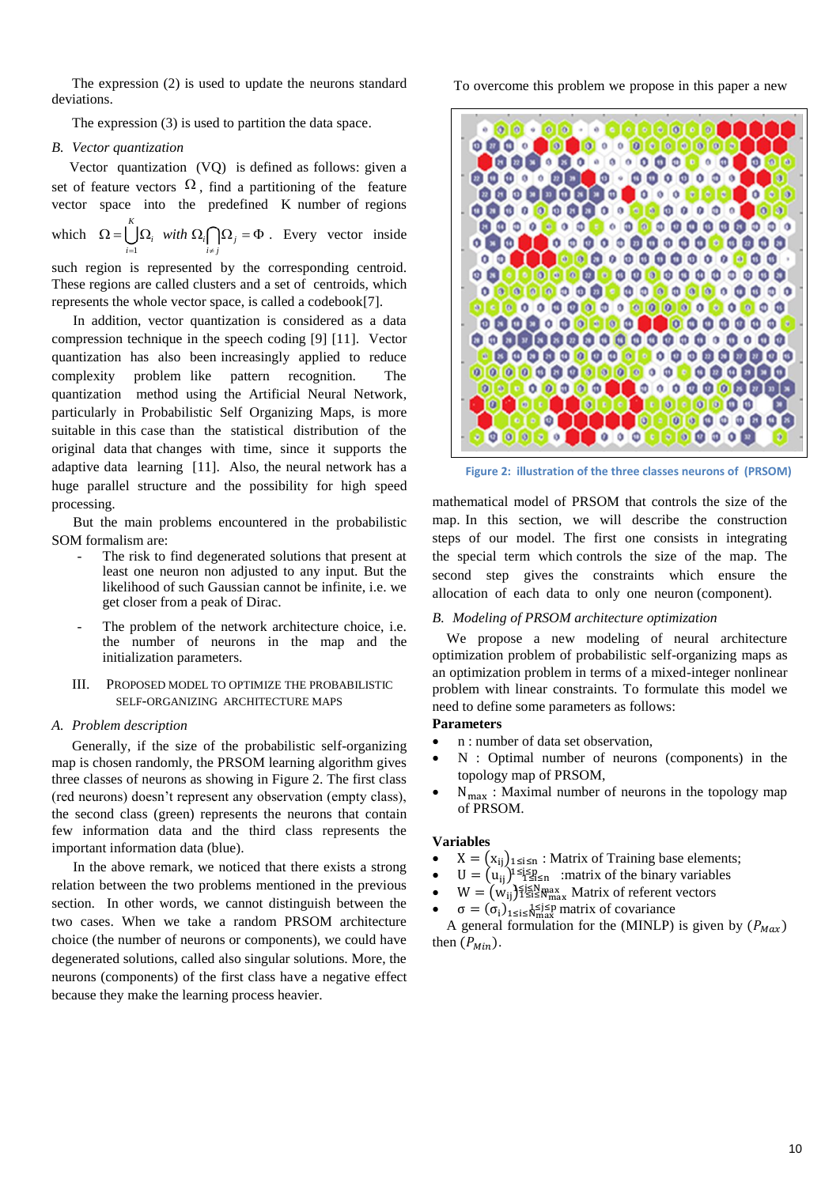The expression (2) is used to update the neurons standard deviations.

The expression (3) is used to partition the data space.

*B. Vector quantization*

Vector quantization (VQ) is defined as follows: given a set of feature vectors $\Omega$, find a partitioning of the feature vector space into the predefined K number of regions which $\Omega = \bigcup_{i=1}^{K} \Omega_i$ *with* $\Omega_i \bigcap_{i \neq j} \Omega_j = \Phi$. Every vector inside such region is represented by the corresponding centroid. These regions are called clusters and a set of centroids, which represents the whole vector space, is called a codebook[7].

In addition, vector quantization is considered as a data compression technique in the speech coding [9] [11]. Vector quantization has also been increasingly applied to reduce complexity problem like pattern recognition. The quantization method using the Artificial Neural Network, particularly in Probabilistic Self Organizing Maps, is more suitable in this case than the statistical distribution of the original data that changes with time, since it supports the adaptive data learning [11]. Also, the neural network has a huge parallel structure and the possibility for high speed processing.

But the main problems encountered in the probabilistic SOM formalism are:

- The risk to find degenerated solutions that present at least one neuron non adjusted to any input. But the likelihood of such Gaussian cannot be infinite, i.e. we get closer from a peak of Dirac.
- The problem of the network architecture choice, i.e. the number of neurons in the map and the initialization parameters.

## III. PROPOSED MODEL TO OPTIMIZE THE PROBABILISTIC SELF-ORGANIZING ARCHITECTURE MAPS

*A. Problem description*

Generally, if the size of the probabilistic self-organizing map is chosen randomly, the PRSOM learning algorithm gives three classes of neurons as showing in Figure 2. The first class (red neurons) doesn't represent any observation (empty class), the second class (green) represents the neurons that contain few information data and the third class represents the important information data (blue).

In the above remark, we noticed that there exists a strong relation between the two problems mentioned in the previous section. In other words, we cannot distinguish between the two cases. When we take a random PRSOM architecture choice (the number of neurons or components), we could have degenerated solutions, called also singular solutions. More, the neurons (components) of the first class have a negative effect because they make the learning process heavier.

To overcome this problem we propose in this paper a new

Figure 2: illustration of the three classes neurons of (PRSOM)

mathematical model of PRSOM that controls the size of the map. In this section, we will describe the construction steps of our model. The first one consists in integrating the special term which controls the size of the map. The second step gives the constraints which ensure the allocation of each data to only one neuron (component).

*B. Modeling of PRSOM architecture optimization*

We propose a new modeling of neural architecture optimization problem of probabilistic self-organizing maps as an optimization problem in terms of a mixed-integer nonlinear problem with linear constraints. To formulate this model we need to define some parameters as follows:

**Parameters**

- n : number of data set observation,
- N : Optimal number of neurons (components) in the topology map of PRSOM,
- $N_{max}$ : Maximal number of neurons in the topology map of PRSOM.

**Variables**

- $X = (x_{ij})_{1 \le i \le n}$ : Matrix of Training base elements;
- $U = (u_{ij})^{1 \le j \le p}_{1 \le i \le n}$ :matrix of the binary variables
- $W = (w_{ij})^{1 \le j \le N_{max}}_{1 \le i \le N_{max}}$ Matrix of referent vectors
- $\sigma = (\sigma_i)^{1 \le j \le p}_{1 \le i \le N_{max}}$ matrix of covariance

A general formulation for the (MINLP) is given by $(P_{Max})$ then $(P_{Min})$.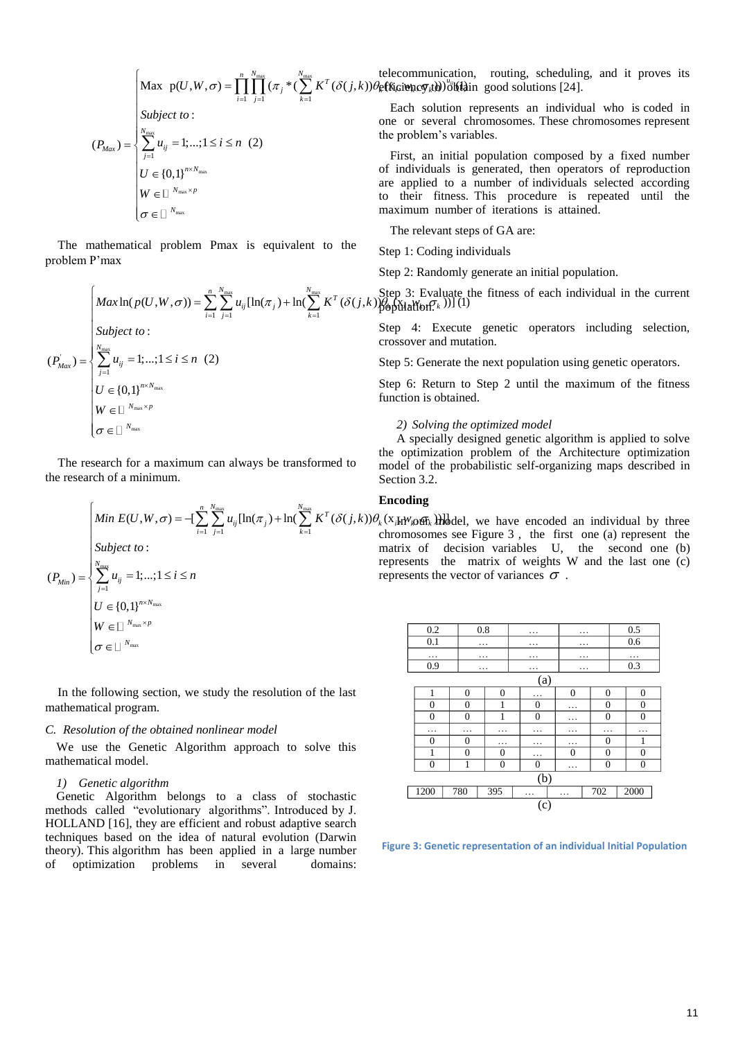$$
(P_{Max}) = \begin{cases} \text{Max } \; p(U,W,\sigma) = \prod_{i=1}^{n}\prod_{j=1}^{N_{\max}} (\pi_j * (\sum_{k=1}^{N_{\max}} K^T(\delta(j,k))\theta_k(x_i, w_k, \sigma_k)))^{u_{ij}} \; (1) \\ \textit{Subject to}: \\ \sum_{j=1}^{N_{\max}} u_{ij} = 1; ...; 1 \le i \le n \;\; (2) \\ U \in \{0,1\}^{n \times N_{\max}} \\ W \in \mathbb{R}^{N_{\max} \times p} \\ \sigma \in \mathbb{R}^{N_{\max}} \end{cases}
$$

The mathematical problem Pmax is equivalent to the problem P'max

$$
(P'_{Max}) = \begin{cases} Max \ln(p(U,W,\sigma)) = \sum_{i=1}^{n}\sum_{j=1}^{N_{\max}} u_{ij}[\ln(\pi_j) + \ln(\sum_{k=1}^{N_{\max}} K^T(\delta(j,k))\theta_k(x_i, w_k, \sigma_k))] \; (1) \\ \textit{Subject to}: \\ \sum_{j=1}^{N_{\max}} u_{ij} = 1; ...; 1 \le i \le n \;\; (2) \\ U \in \{0,1\}^{n \times N_{\max}} \\ W \in \mathbb{R}^{N_{\max} \times p} \\ \sigma \in \mathbb{R}^{N_{\max}} \end{cases}
$$

The research for a maximum can always be transformed to the research of a minimum.

$$
(P_{Min}) = \begin{cases} Min \; E(U,W,\sigma) = -[\sum_{i=1}^{n}\sum_{j=1}^{N_{\max}} u_{ij}[\ln(\pi_j) + \ln(\sum_{k=1}^{N_{\max}} K^T(\delta(j,k))\theta_k(x_i, w_k, \sigma_k))]] \\ \textit{Subject to}: \\ \sum_{j=1}^{N_{\max}} u_{ij} = 1; ...; 1 \le i \le n \\ U \in \{0,1\}^{n \times N_{\max}} \\ W \in \mathbb{R}^{N_{\max} \times p} \\ \sigma \in \mathbb{R}^{N_{\max}} \end{cases}
$$

In the following section, we study the resolution of the last mathematical program.

### *C. Resolution of the obtained nonlinear model*

We use the Genetic Algorithm approach to solve this mathematical model.

#### *1) Genetic algorithm*

Genetic Algorithm belongs to a class of stochastic methods called "evolutionary algorithms". Introduced by J. HOLLAND [16], they are efficient and robust adaptive search techniques based on the idea of natural evolution (Darwin theory). This algorithm has been applied in a large number of optimization problems in several domains: telecommunication, routing, scheduling, and it proves its efficiency to obtain good solutions [24].

Each solution represents an individual who is coded in one or several chromosomes. These chromosomes represent the problem's variables.

First, an initial population composed by a fixed number of individuals is generated, then operators of reproduction are applied to a number of individuals selected according to their fitness. This procedure is repeated until the maximum number of iterations is attained.

The relevant steps of GA are:

Step 1: Coding individuals

Step 2: Randomly generate an initial population.

Step 3: Evaluate the fitness of each individual in the current population.

Step 4: Execute genetic operators including selection, crossover and mutation.

Step 5: Generate the next population using genetic operators.

Step 6: Return to Step 2 until the maximum of the fitness function is obtained.

#### *2) Solving the optimized model*

A specially designed genetic algorithm is applied to solve the optimization problem of the Architecture optimization model of the probabilistic self-organizing maps described in Section 3.2.

**Encoding**

In our model, we have encoded an individual by three chromosomes see Figure 3 , the first one (a) represent the matrix of decision variables U, the second one (b) represents the matrix of weights W and the last one (c) represents the vector of variances $\sigma$ .

| | | | | |
|---|---|---|---|---|
| 0.2 | 0.8 | … | … | 0.5 |
| 0.1 | … | … | … | 0.6 |
| … | … | … | … | … |
| 0.9 | … | … | … | 0.3 |

(a)

| | | | | | | |
|---|---|---|---|---|---|---|
| 1 | 0 | 0 | … | 0 | 0 | 0 |
| 0 | 0 | 1 | 0 | … | 0 | 0 |
| 0 | 0 | 1 | 0 | … | 0 | 0 |
| … | … | … | … | … | … | … |
| 0 | 0 | … | … | … | 0 | 1 |
| 1 | 0 | 0 | … | 0 | 0 | 0 |
| 0 | 1 | 0 | 0 | … | 0 | 0 |

(b)

| | | | | | | |
|---|---|---|---|---|---|---|
| 1200 | 780 | 395 | … | … | 702 | 2000 |

(c)

Figure 3: Genetic representation of an individual Initial Population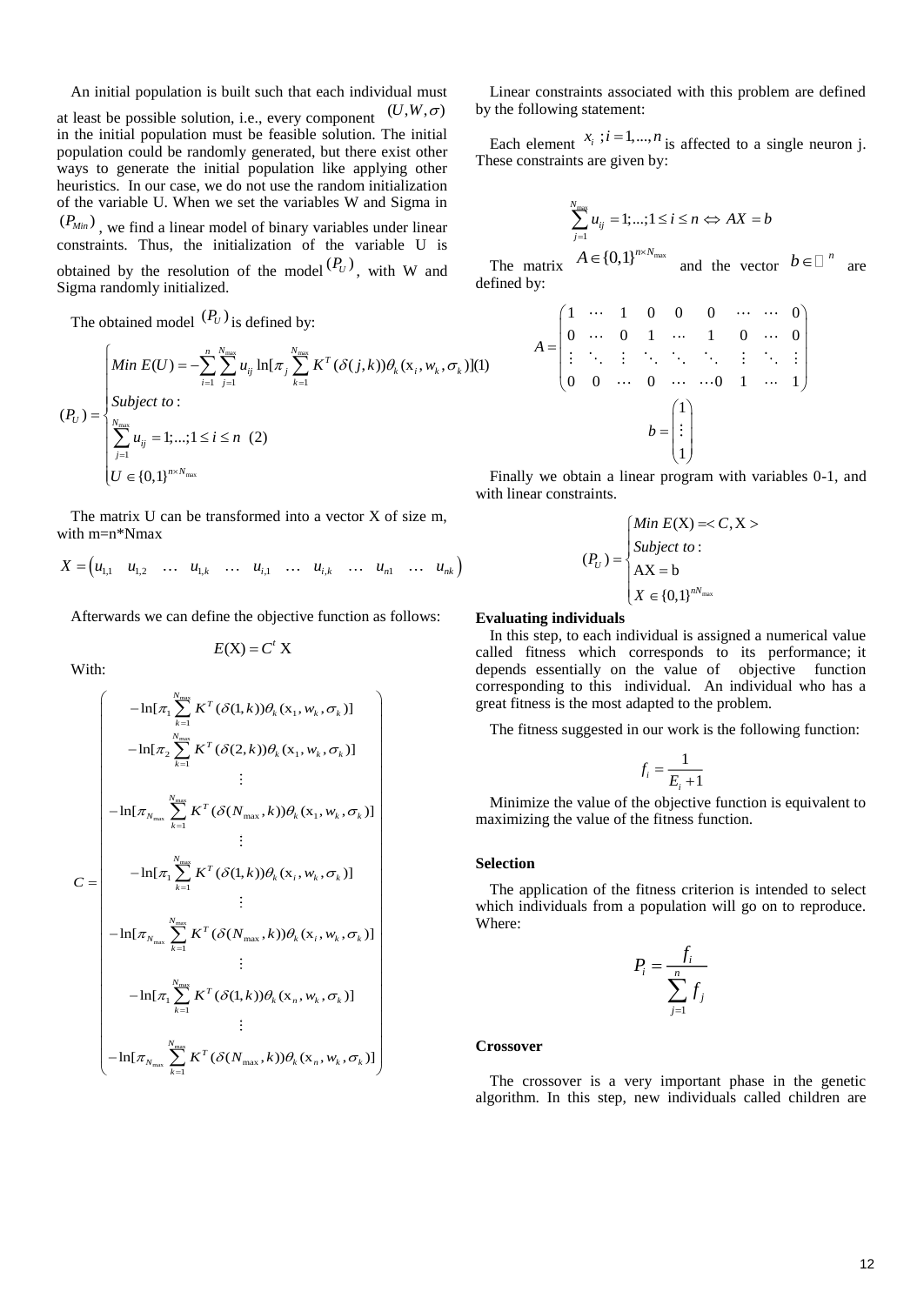An initial population is built such that each individual must at least be possible solution, i.e., every component $(U,W,\sigma)$ in the initial population must be feasible solution. The initial population could be randomly generated, but there exist other ways to generate the initial population like applying other heuristics. In our case, we do not use the random initialization of the variable U. When we set the variables W and Sigma in $(P_{Min})$, we find a linear model of binary variables under linear constraints. Thus, the initialization of the variable U is obtained by the resolution of the model $(P_U)$, with W and Sigma randomly initialized.

The obtained model $(P_U)$ is defined by:

$$
(P_U) = \begin{cases} Min\ E(U) = -\sum_{i=1}^{n}\sum_{j=1}^{N_{\max}} u_{ij} \ln[\pi_j \sum_{k=1}^{N_{\max}} K^T(\delta(j,k))\theta_k(\mathrm{x}_i, w_k, \sigma_k)] \quad (1) \\ Subject\ to: \\ \sum_{j=1}^{N_{\max}} u_{ij} = 1; ...; 1 \le i \le n \quad (2) \\ U \in \{0,1\}^{n \times N_{\max}} \end{cases}
$$

The matrix U can be transformed into a vector X of size m, with m=n*Nmax

$$
X = \begin{pmatrix} u_{1,1} & u_{1,2} & \dots & u_{1,k} & \dots & u_{i,1} & \dots & u_{i,k} & \dots & u_{n1} & \dots & u_{nk} \end{pmatrix}
$$

Afterwards we can define the objective function as follows:

$$
E(\mathrm{X}) = C^t\ \mathrm{X}
$$

With:

$$
C = \begin{pmatrix} -\ln[\pi_1 \sum_{k=1}^{N_{\max}} K^T(\delta(1,k))\theta_k(\mathrm{x}_1, w_k, \sigma_k)] \\ -\ln[\pi_2 \sum_{k=1}^{N_{\max}} K^T(\delta(2,k))\theta_k(\mathrm{x}_1, w_k, \sigma_k)] \\ \vdots \\ -\ln[\pi_{N_{\max}} \sum_{k=1}^{N_{\max}} K^T(\delta(N_{\max},k))\theta_k(\mathrm{x}_1, w_k, \sigma_k)] \\ \vdots \\ -\ln[\pi_1 \sum_{k=1}^{N_{\max}} K^T(\delta(1,k))\theta_k(\mathrm{x}_i, w_k, \sigma_k)] \\ \vdots \\ -\ln[\pi_{N_{\max}} \sum_{k=1}^{N_{\max}} K^T(\delta(N_{\max},k))\theta_k(\mathrm{x}_i, w_k, \sigma_k)] \\ \vdots \\ -\ln[\pi_1 \sum_{k=1}^{N_{\max}} K^T(\delta(1,k))\theta_k(\mathrm{x}_n, w_k, \sigma_k)] \\ \vdots \\ -\ln[\pi_{N_{\max}} \sum_{k=1}^{N_{\max}} K^T(\delta(N_{\max},k))\theta_k(\mathrm{x}_n, w_k, \sigma_k)] \end{pmatrix}
$$

Linear constraints associated with this problem are defined by the following statement:

Each element $x_i\ ; i = 1,...,n$ is affected to a single neuron j. These constraints are given by:

$$
\sum_{j=1}^{N_{\max}} u_{ij} = 1; ...; 1 \le i \le n \Leftrightarrow AX = b
$$

The matrix $A \in \{0,1\}^{n \times N_{\max}}$ and the vector $b \in \mathbb{R}^n$ are defined by:

$$
A = \begin{pmatrix} 1 & \cdots & 1 & 0 & 0 & 0 & \cdots & \cdots & 0 \\ 0 & \cdots & 0 & 1 & \cdots & 1 & 0 & \cdots & 0 \\ \vdots & \ddots & \vdots & \ddots & \ddots & \ddots & \vdots & \ddots & \vdots \\ 0 & 0 & \cdots & 0 & \cdots & \cdots 0 & 1 & \cdots & 1 \end{pmatrix}
$$

$$
b = \begin{pmatrix} 1 \\ \vdots \\ 1 \end{pmatrix}
$$

Finally we obtain a linear program with variables 0-1, and with linear constraints.

$$
(P_U) = \begin{cases} Min\ E(\mathrm{X}) = \langle C, \mathrm{X} \rangle \\ Subject\ to: \\ \mathrm{AX} = \mathrm{b} \\ X \in \{0,1\}^{nN_{\max}} \end{cases}
$$

**Evaluating individuals**

In this step, to each individual is assigned a numerical value called fitness which corresponds to its performance; it depends essentially on the value of objective function corresponding to this individual. An individual who has a great fitness is the most adapted to the problem.

The fitness suggested in our work is the following function:

$$
f_i = \frac{1}{E_i + 1}
$$

Minimize the value of the objective function is equivalent to maximizing the value of the fitness function.

**Selection**

The application of the fitness criterion is intended to select which individuals from a population will go on to reproduce. Where:

$$
P_i = \frac{f_i}{\sum_{j=1}^{n} f_j}
$$

**Crossover**

The crossover is a very important phase in the genetic algorithm. In this step, new individuals called children are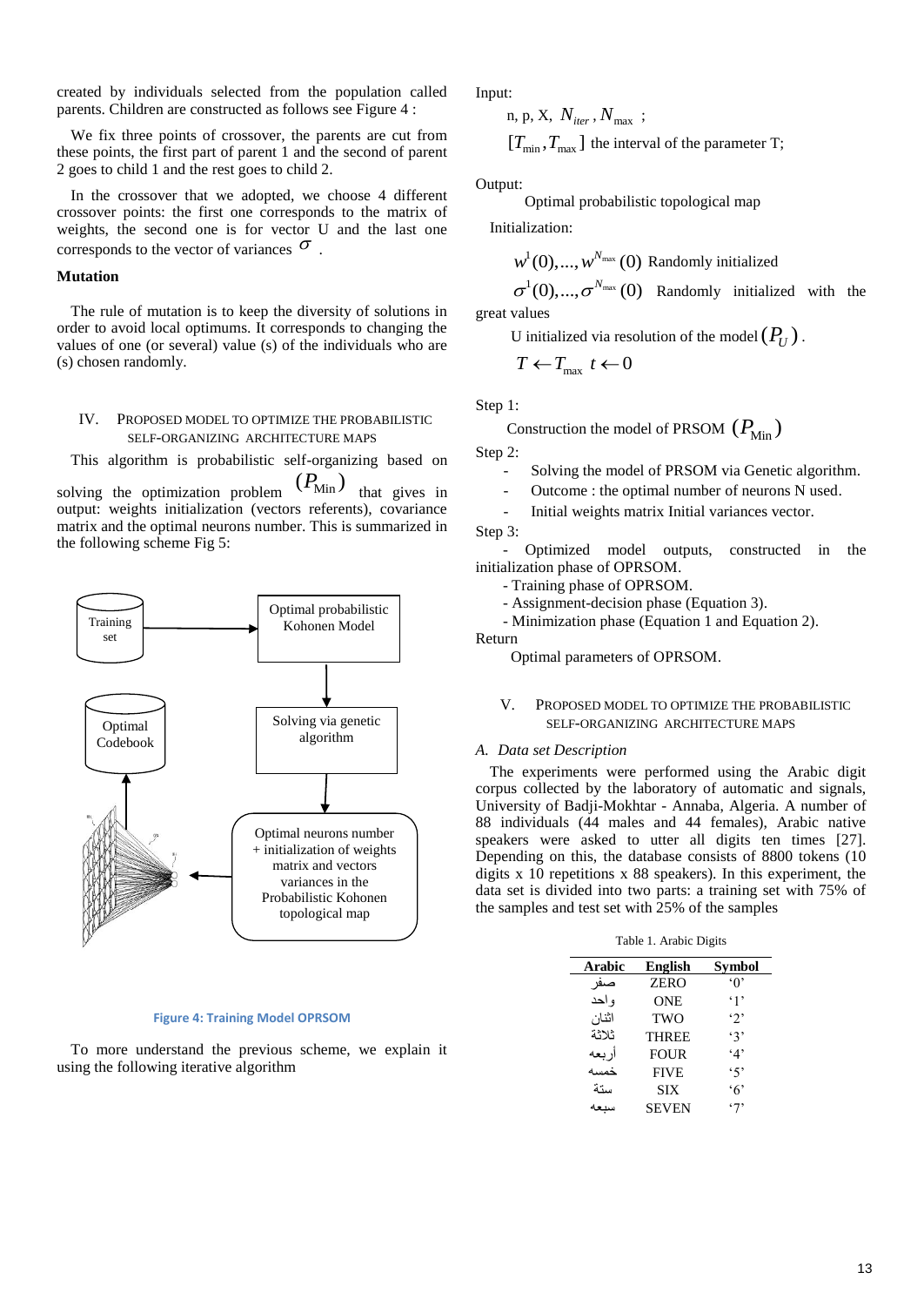created by individuals selected from the population called parents. Children are constructed as follows see Figure 4 :

We fix three points of crossover, the parents are cut from these points, the first part of parent 1 and the second of parent 2 goes to child 1 and the rest goes to child 2.

In the crossover that we adopted, we choose 4 different crossover points: the first one corresponds to the matrix of weights, the second one is for vector U and the last one corresponds to the vector of variances $\sigma$ .

### Mutation

The rule of mutation is to keep the diversity of solutions in order to avoid local optimums. It corresponds to changing the values of one (or several) value (s) of the individuals who are (s) chosen randomly.

## IV. Proposed Model to Optimize the Probabilistic Self-Organizing Architecture Maps

This algorithm is probabilistic self-organizing based on solving the optimization problem $(P_{\text{Min}})$ that gives in output: weights initialization (vectors referents), covariance matrix and the optimal neurons number. This is summarized in the following scheme Fig 5:

Training set

Optimal probabilistic Kohonen Model

Solving via genetic algorithm

Optimal Codebook

Optimal neurons number + initialization of weights matrix and vectors variances in the Probabilistic Kohonen topological map

**Figure 4: Training Model OPRSOM**

To more understand the previous scheme, we explain it using the following iterative algorithm

Input:

n, p, X, $N_{iter}$ , $N_{\max}$ ;

$[T_{\min}, T_{\max}]$ the interval of the parameter T;

Output:

Optimal probabilistic topological map

Initialization:

$w^1(0),...,w^{N_{\max}}(0)$ Randomly initialized

$\sigma^1(0),...,\sigma^{N_{\max}}(0)$ Randomly initialized with the great values

U initialized via resolution of the model $(P_U)$ .

$T \leftarrow T_{\max}$ $t \leftarrow 0$

Step 1:

Construction the model of PRSOM $(P_{\text{Min}})$

Step 2:

- Solving the model of PRSOM via Genetic algorithm.
- Outcome : the optimal number of neurons N used.
- Initial weights matrix Initial variances vector.

Step 3:

- Optimized model outputs, constructed in the initialization phase of OPRSOM.
- Training phase of OPRSOM.
- Assignment-decision phase (Equation 3).
- Minimization phase (Equation 1 and Equation 2).

Return

Optimal parameters of OPRSOM.

## V. Proposed Model to Optimize the Probabilistic Self-Organizing Architecture Maps

### *A. Data set Description*

The experiments were performed using the Arabic digit corpus collected by the laboratory of automatic and signals, University of Badji-Mokhtar - Annaba, Algeria. A number of 88 individuals (44 males and 44 females), Arabic native speakers were asked to utter all digits ten times [27]. Depending on this, the database consists of 8800 tokens (10 digits x 10 repetitions x 88 speakers). In this experiment, the data set is divided into two parts: a training set with 75% of the samples and test set with 25% of the samples

Table 1. Arabic Digits

| Arabic | English | Symbol |
|---|---|---|
| صفر | ZERO | '0' |
| واحد | ONE | '1' |
| اثنان | TWO | '2' |
| ثلاثة | THREE | '3' |
| أربعه | FOUR | '4' |
| خمسه | FIVE | '5' |
| ستة | SIX | '6' |
| سبعه | SEVEN | '7' |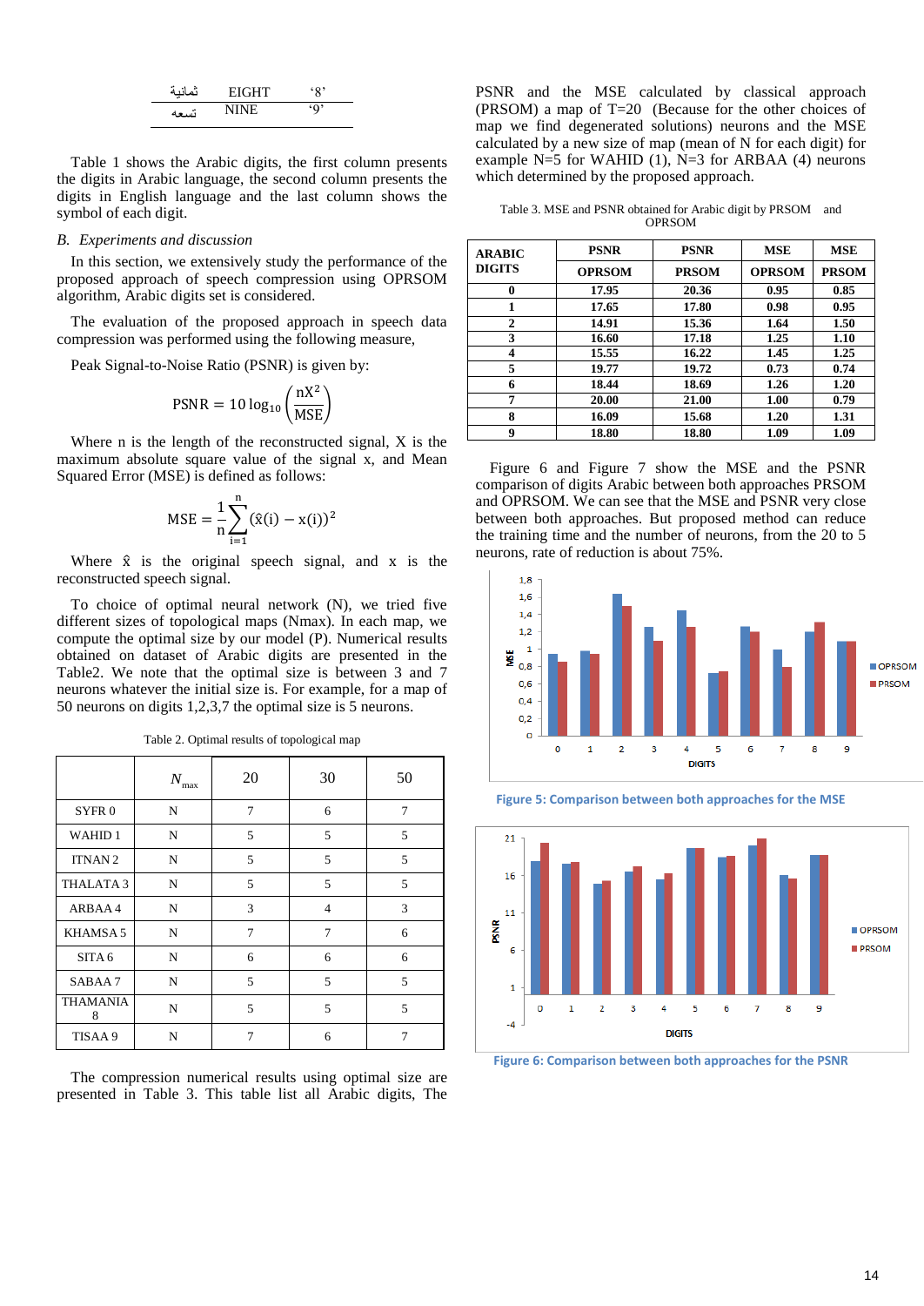| | | |
|---|---|---|
| ثمانية | EIGHT | '8' |
| تسعة | NINE | '9' |

Table 1 shows the Arabic digits, the first column presents the digits in Arabic language, the second column presents the digits in English language and the last column shows the symbol of each digit.

### *B. Experiments and discussion*

In this section, we extensively study the performance of the proposed approach of speech compression using OPRSOM algorithm, Arabic digits set is considered.

The evaluation of the proposed approach in speech data compression was performed using the following measure,

Peak Signal-to-Noise Ratio (PSNR) is given by:

$$\mathrm{PSNR} = 10\log_{10}\left(\frac{\mathrm{n}X^2}{\mathrm{MSE}}\right)$$

Where n is the length of the reconstructed signal, X is the maximum absolute square value of the signal x, and Mean Squared Error (MSE) is defined as follows:

$$\mathrm{MSE} = \frac{1}{\mathrm{n}}\sum_{\mathrm{i}=1}^{\mathrm{n}}(\hat{\mathrm{x}}(\mathrm{i}) - \mathrm{x}(\mathrm{i}))^2$$

Where $\hat{x}$ is the original speech signal, and x is the reconstructed speech signal.

To choice of optimal neural network (N), we tried five different sizes of topological maps (Nmax). In each map, we compute the optimal size by our model (P). Numerical results obtained on dataset of Arabic digits are presented in the Table2. We note that the optimal size is between 3 and 7 neurons whatever the initial size. For example, for a map of 50 neurons on digits 1,2,3,7 the optimal size is 5 neurons.

Table 2. Optimal results of topological map

| | $N_{max}$ | 20 | 30 | 50 |
|---|---|---|---|---|
| SYFR 0 | N | 7 | 6 | 7 |
| WAHID 1 | N | 5 | 5 | 5 |
| ITNAN 2 | N | 5 | 5 | 5 |
| THALATA 3 | N | 5 | 5 | 5 |
| ARBAA 4 | N | 3 | 4 | 3 |
| KHAMSA 5 | N | 7 | 7 | 6 |
| SITA 6 | N | 6 | 6 | 6 |
| SABAA 7 | N | 5 | 5 | 5 |
| THAMANIA 8 | N | 5 | 5 | 5 |
| TISAA 9 | N | 7 | 6 | 7 |

The compression numerical results using optimal size are presented in Table 3. This table list all Arabic digits, The PSNR and the MSE calculated by classical approach (PRSOM) a map of T=20 (Because for the other choices of map we find degenerated solutions) neurons and the MSE calculated by a new size of map (mean of N for each digit) for example N=5 for WAHID (1), N=3 for ARBAA (4) neurons which determined by the proposed approach.

Table 3. MSE and PSNR obtained for Arabic digit by PRSOM and OPRSOM

| ARABIC DIGITS | PSNR OPRSOM | PSNR PRSOM | MSE OPRSOM | MSE PRSOM |
|---|---|---|---|---|
| 0 | 17.95 | 20.36 | 0.95 | 0.85 |
| 1 | 17.65 | 17.80 | 0.98 | 0.95 |
| 2 | 14.91 | 15.36 | 1.64 | 1.50 |
| 3 | 16.60 | 17.18 | 1.25 | 1.10 |
| 4 | 15.55 | 16.22 | 1.45 | 1.25 |
| 5 | 19.77 | 19.72 | 0.73 | 0.74 |
| 6 | 18.44 | 18.69 | 1.26 | 1.20 |
| 7 | 20.00 | 21.00 | 1.00 | 0.79 |
| 8 | 16.09 | 15.68 | 1.20 | 1.31 |
| 9 | 18.80 | 18.80 | 1.09 | 1.09 |

Figure 6 and Figure 7 show the MSE and the PSNR comparison of digits Arabic between both approaches PRSOM and OPRSOM. We can see that the MSE and PSNR very close between both approaches. But proposed method can reduce the training time and the number of neurons, from the 20 to 5 neurons, rate of reduction is about 75%.

1,8
1,6
1,4
1,2
1
0,8
0,6
0,4
0,2
0
MSE
0 1 2 3 4 5 6 7 8 9
DIGITS
OPRSOM
PRSOM

**Figure 5: Comparison between both approaches for the MSE**

21
16
11
6
1
-4
PSNR
0 1 2 3 4 5 6 7 8 9
DIGITS
OPRSOM
PRSOM

**Figure 6: Comparison between both approaches for the PSNR**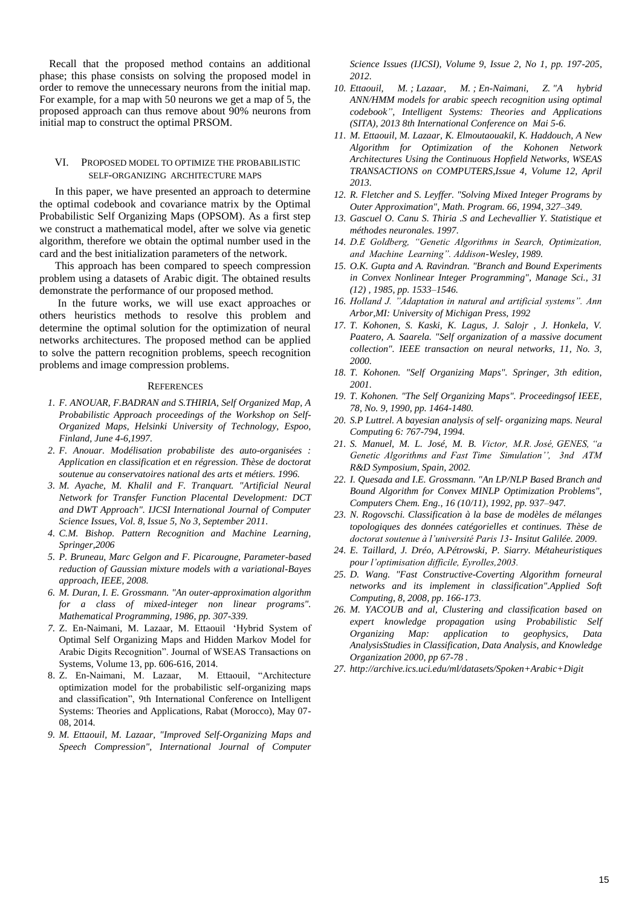Recall that the proposed method contains an additional phase; this phase consists on solving the proposed model in order to remove the unnecessary neurons from the initial map. For example, for a map with 50 neurons we get a map of 5, the proposed approach can thus remove about 90% neurons from initial map to construct the optimal PRSOM.

## VI. Proposed model to optimize the probabilistic self-organizing architecture maps

In this paper, we have presented an approach to determine the optimal codebook and covariance matrix by the Optimal Probabilistic Self Organizing Maps (OPSOM). As a first step we construct a mathematical model, after we solve via genetic algorithm, therefore we obtain the optimal number used in the card and the best initialization parameters of the network.

This approach has been compared to speech compression problem using a datasets of Arabic digit. The obtained results demonstrate the performance of our proposed method.

In the future works, we will use exact approaches or others heuristics methods to resolve this problem and determine the optimal solution for the optimization of neural networks architectures. The proposed method can be applied to solve the pattern recognition problems, speech recognition problems and image compression problems.

## References

1. *F. ANOUAR, F.BADRAN and S.THIRIA, Self Organized Map, A Probabilistic Approach proceedings of the Workshop on Self-Organized Maps, Helsinki University of Technology, Espoo, Finland, June 4-6,1997.*
2. *F. Anouar. Modélisation probabiliste des auto-organisées : Application en classification et en régression. Thèse de doctorat soutenue au conservatoires national des arts et métiers. 1996.*
3. *M. Ayache, M. Khalil and F. Tranquart. "Artificial Neural Network for Transfer Function Placental Development: DCT and DWT Approach". IJCSI International Journal of Computer Science Issues, Vol. 8, Issue 5, No 3, September 2011.*
4. *C.M. Bishop. Pattern Recognition and Machine Learning, Springer,2006*
5. *P. Bruneau, Marc Gelgon and F. Picarougne, Parameter-based reduction of Gaussian mixture models with a variational-Bayes approach, IEEE, 2008.*
6. *M. Duran, I. E. Grossmann. "An outer-approximation algorithm for a class of mixed-integer non linear programs". Mathematical Programming, 1986, pp. 307-339.*
7. Z. En-Naimani, M. Lazaar, M. Ettaouil 'Hybrid System of Optimal Self Organizing Maps and Hidden Markov Model for Arabic Digits Recognition". Journal of WSEAS Transactions on Systems, Volume 13, pp. 606-616, 2014.
8. Z. En-Naimani, M. Lazaar, M. Ettaouil, "Architecture optimization model for the probabilistic self-organizing maps and classification", 9th International Conference on Intelligent Systems: Theories and Applications, Rabat (Morocco), May 07-08, 2014.
9. *M. Ettaouil, M. Lazaar, "Improved Self-Organizing Maps and Speech Compression", International Journal of Computer Science Issues (IJCSI), Volume 9, Issue 2, No 1, pp. 197-205, 2012.*
10. *Ettaouil, M. ; Lazaar, M. ; En-Naimani, Z. "A hybrid ANN/HMM models for arabic speech recognition using optimal codebook", Intelligent Systems: Theories and Applications (SITA), 2013 8th International Conference on Mai 5-6.*
11. *M. Ettaouil, M. Lazaar, K. Elmoutaouakil, K. Haddouch, A New Algorithm for Optimization of the Kohonen Network Architectures Using the Continuous Hopfield Networks, WSEAS TRANSACTIONS on COMPUTERS,Issue 4, Volume 12, April 2013.*
12. *R. Fletcher and S. Leyffer. "Solving Mixed Integer Programs by Outer Approximation", Math. Program. 66, 1994, 327–349.*
13. *Gascuel O. Canu S. Thiria .S and Lechevallier Y. Statistique et méthodes neuronales. 1997.*
14. *D.E Goldberg, "Genetic Algorithms in Search, Optimization, and Machine Learning". Addison-Wesley, 1989.*
15. *O.K. Gupta and A. Ravindran. "Branch and Bound Experiments in Convex Nonlinear Integer Programming", Manage Sci., 31 (12) , 1985, pp. 1533–1546.*
16. *Holland J. "Adaptation in natural and artificial systems". Ann Arbor,MI: University of Michigan Press, 1992*
17. *T. Kohonen, S. Kaski, K. Lagus, J. Salojr , J. Honkela, V. Paatero, A. Saarela. "Self organization of a massive document collection". IEEE transaction on neural networks, 11, No. 3, 2000.*
18. *T. Kohonen. "Self Organizing Maps". Springer, 3th edition, 2001.*
19. *T. Kohonen. "The Self Organizing Maps". Proceedingsof IEEE, 78, No. 9, 1990, pp. 1464-1480.*
20. *S.P Luttrel. A bayesian analysis of self- organizing maps. Neural Computing 6: 767-794, 1994.*
21. *S. Manuel, M. L. José, M. B. Victor, M.R. José, GENES, "a Genetic Algorithms and Fast Time Simulation'', 3nd ATM R&D Symposium, Spain, 2002.*
22. *I. Quesada and I.E. Grossmann. "An LP/NLP Based Branch and Bound Algorithm for Convex MINLP Optimization Problems", Computers Chem. Eng., 16 (10/11), 1992, pp. 937–947.*
23. *N. Rogovschi. Classification à la base de modèles de mélanges topologiques des données catégorielles et continues. Thèse de doctorat soutenue à l'université Paris 13- Insitut Galilée. 2009.*
24. *E. Taillard, J. Dréo, A.Pétrowski, P. Siarry. Métaheuristiques pour l'optimisation difficile, Eyrolles,2003.*
25. *D. Wang. "Fast Constructive-Coverting Algorithm forneural networks and its implement in classification".Applied Soft Computing, 8, 2008, pp. 166-173.*
26. *M. YACOUB and al, Clustering and classification based on expert knowledge propagation using Probabilistic Self Organizing Map: application to geophysics, Data AnalysisStudies in Classification, Data Analysis, and Knowledge Organization 2000, pp 67-78 .*
27. *http://archive.ics.uci.edu/ml/datasets/Spoken+Arabic+Digit*